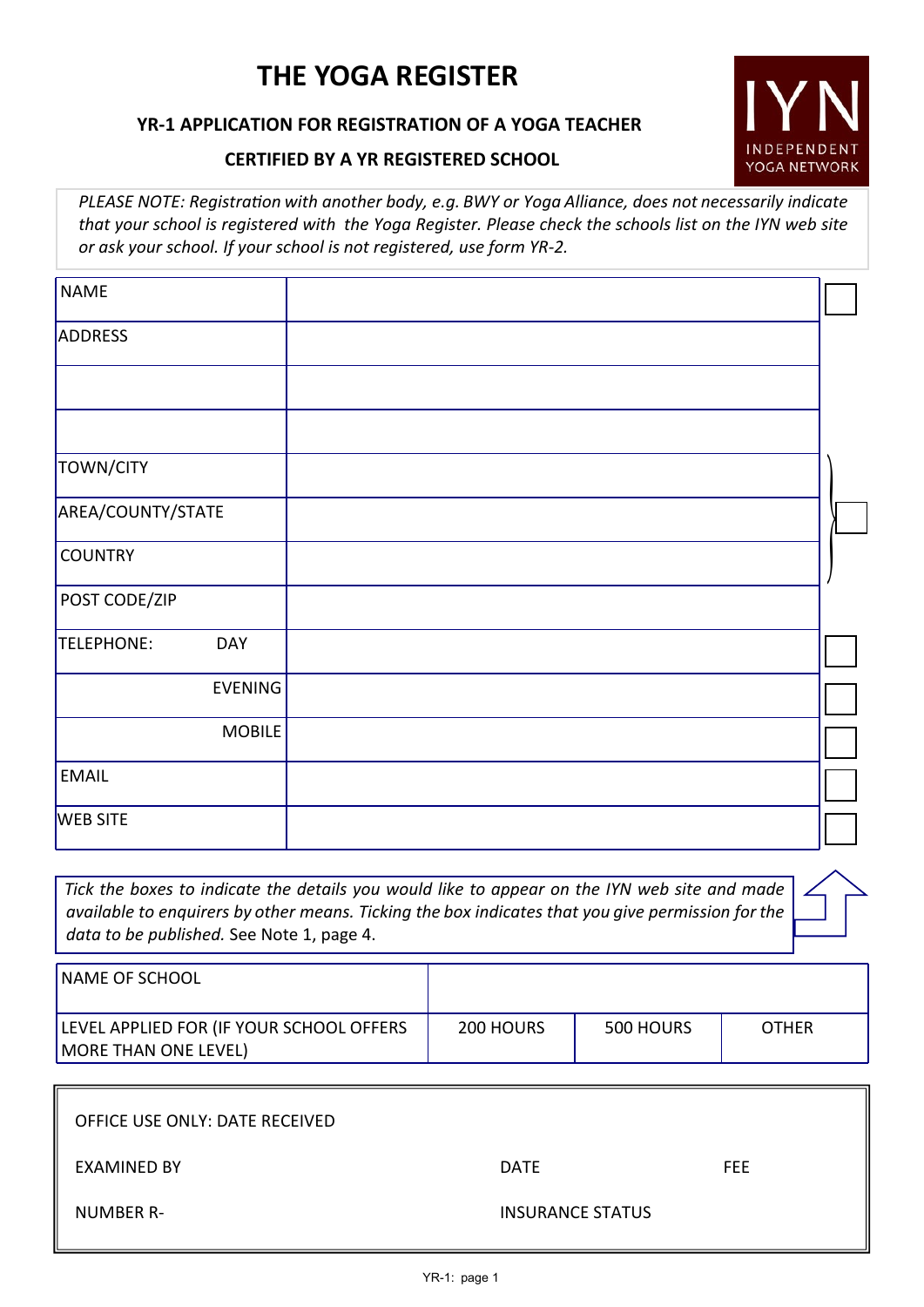# THE YOGA REGISTER

**YR-1 APPLICATION FOR REGISTRATION OF A YOGA TEACHER**

**CERTIFIED BY A YR REGISTERED SCHOOL**

IYN INDEPENDENT YOGA NETWORK

*PLEASE NOTE: Registration with another body, e.g. BWY or Yoga Alliance, does not necessarily indicate that your school is registered with the Yoga Register. Please check the schools list on the IYN web site or ask your school. If your school is not registered, use form YR-2.*

| | | |
|---|---|---|
| NAME | | ☐ |
| ADDRESS | | |
| | | |
| | | |
| TOWN/CITY | | |
| AREA/COUNTY/STATE | | ☐ |
| COUNTRY | | |
| POST CODE/ZIP | | |
| TELEPHONE: DAY | | ☐ |
| EVENING | | ☐ |
| MOBILE | | ☐ |
| EMAIL | | ☐ |
| WEB SITE | | ☐ |

*Tick the boxes to indicate the details you would like to appear on the IYN web site and made available to enquirers by other means. Ticking the box indicates that you give permission for the data to be published.* See Note 1, page 4.

| | | | |
|---|---|---|---|
| NAME OF SCHOOL | | | |
| LEVEL APPLIED FOR (IF YOUR SCHOOL OFFERS MORE THAN ONE LEVEL) | 200 HOURS | 500 HOURS | OTHER |

| | | |
|---|---|---|
| OFFICE USE ONLY: DATE RECEIVED | | |
| EXAMINED BY | DATE | FEE |
| NUMBER R- | INSURANCE STATUS | |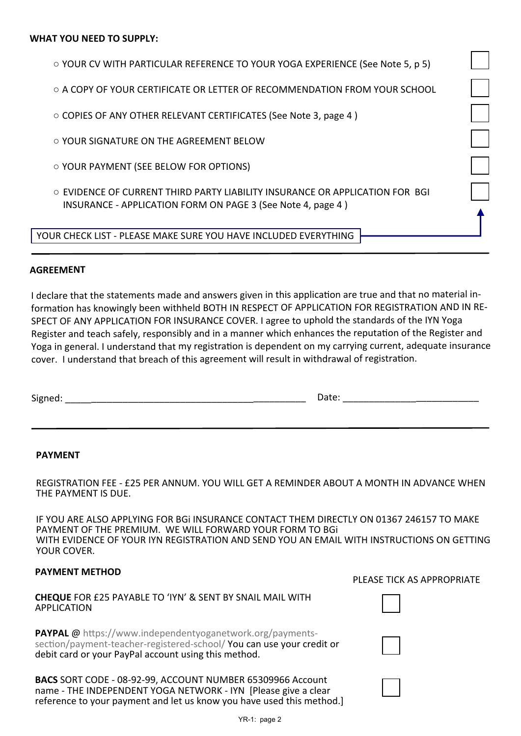**WHAT YOU NEED TO SUPPLY:**

- ○ YOUR CV WITH PARTICULAR REFERENCE TO YOUR YOGA EXPERIENCE (See Note 5, p 5) ☐
- ○ A COPY OF YOUR CERTIFICATE OR LETTER OF RECOMMENDATION FROM YOUR SCHOOL ☐
- ○ COPIES OF ANY OTHER RELEVANT CERTIFICATES (See Note 3, page 4 ) ☐
- ○ YOUR SIGNATURE ON THE AGREEMENT BELOW ☐
- ○ YOUR PAYMENT (SEE BELOW FOR OPTIONS) ☐
- ○ EVIDENCE OF CURRENT THIRD PARTY LIABILITY INSURANCE OR APPLICATION FOR BGI INSURANCE - APPLICATION FORM ON PAGE 3 (See Note 4, page 4 ) ☐

YOUR CHECK LIST - PLEASE MAKE SURE YOU HAVE INCLUDED EVERYTHING

---

**AGREEMENT**

I declare that the statements made and answers given in this application are true and that no material information has knowingly been withheld BOTH IN RESPECT OF APPLICATION FOR REGISTRATION AND IN RESPECT OF ANY APPLICATION FOR INSURANCE COVER. I agree to uphold the standards of the IYN Yoga Register and teach safely, responsibly and in a manner which enhances the reputation of the Register and Yoga in general. I understand that my registration is dependent on my carrying current, adequate insurance cover. I understand that breach of this agreement will result in withdrawal of registration.

Signed: ______________________________________________ Date: ___________________________

---

**PAYMENT**

REGISTRATION FEE - £25 PER ANNUM. YOU WILL GET A REMINDER ABOUT A MONTH IN ADVANCE WHEN THE PAYMENT IS DUE.

IF YOU ARE ALSO APPLYING FOR BGi INSURANCE CONTACT THEM DIRECTLY ON 01367 246157 TO MAKE PAYMENT OF THE PREMIUM. WE WILL FORWARD YOUR FORM TO BGi WITH EVIDENCE OF YOUR IYN REGISTRATION AND SEND YOU AN EMAIL WITH INSTRUCTIONS ON GETTING YOUR COVER.

**PAYMENT METHOD**

PLEASE TICK AS APPROPRIATE

**CHEQUE** FOR £25 PAYABLE TO 'IYN' & SENT BY SNAIL MAIL WITH APPLICATION ☐

**PAYPAL** @ https://www.independentyoganetwork.org/payments-section/payment-teacher-registered-school/ You can use your credit or debit card or your PayPal account using this method. ☐

**BACS** SORT CODE - 08-92-99, ACCOUNT NUMBER 65309966 Account name - THE INDEPENDENT YOGA NETWORK - IYN [Please give a clear reference to your payment and let us know you have used this method.] ☐

YR-1: page 2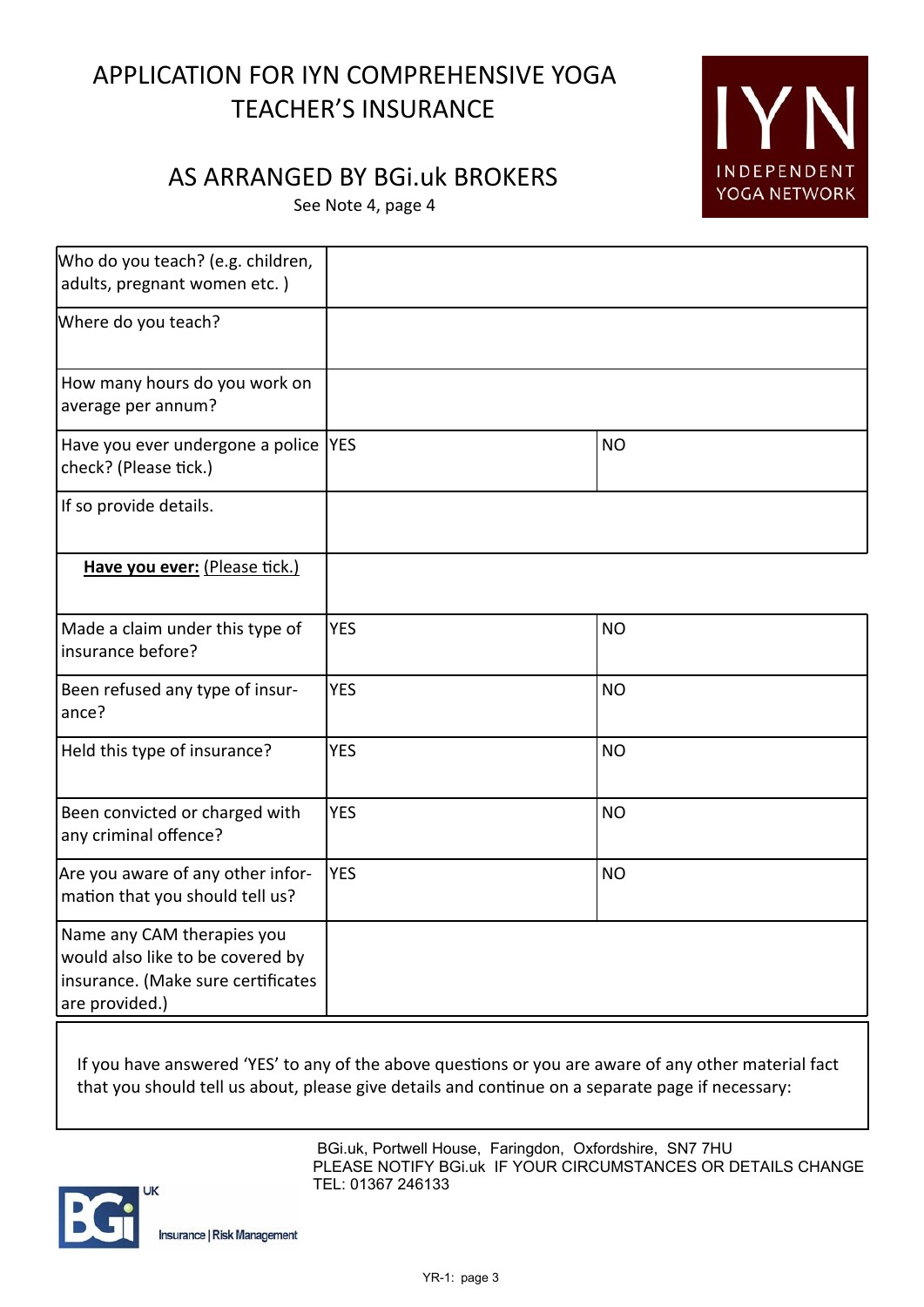# APPLICATION FOR IYN COMPREHENSIVE YOGA TEACHER'S INSURANCE

IYN INDEPENDENT YOGA NETWORK

## AS ARRANGED BY BGi.uk BROKERS

See Note 4, page 4

| | | |
|---|---|---|
| Who do you teach? (e.g. children, adults, pregnant women etc. ) | | |
| Where do you teach? | | |
| How many hours do you work on average per annum? | | |
| Have you ever undergone a police check? (Please tick.) | YES | NO |
| If so provide details. | | |
| **Have you ever:** (Please tick.) | | |
| Made a claim under this type of insurance before? | YES | NO |
| Been refused any type of insurance? | YES | NO |
| Held this type of insurance? | YES | NO |
| Been convicted or charged with any criminal offence? | YES | NO |
| Are you aware of any other information that you should tell us? | YES | NO |
| Name any CAM therapies you would also like to be covered by insurance. (Make sure certificates are provided.) | | |

If you have answered 'YES' to any of the above questions or you are aware of any other material fact that you should tell us about, please give details and continue on a separate page if necessary:

BGi.uk, Portwell House, Faringdon, Oxfordshire, SN7 7HU
PLEASE NOTIFY BGi.uk IF YOUR CIRCUMSTANCES OR DETAILS CHANGE
TEL: 01367 246133

BGi UK Insurance | Risk Management

YR-1: page 3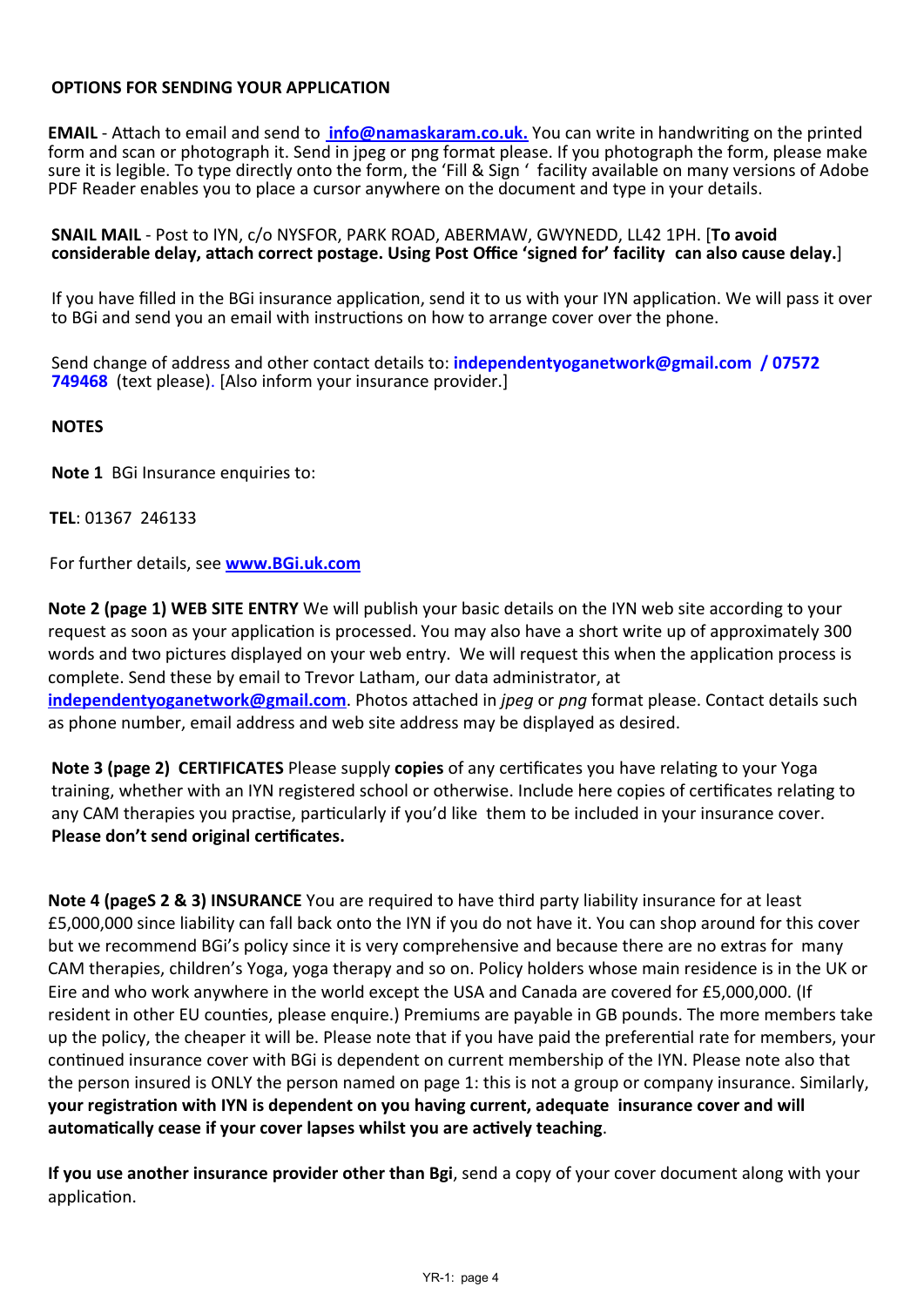**OPTIONS FOR SENDING YOUR APPLICATION**

**EMAIL** - Attach to email and send to **info@namaskaram.co.uk.** You can write in handwriting on the printed form and scan or photograph it. Send in jpeg or png format please. If you photograph the form, please make sure it is legible. To type directly onto the form, the 'Fill & Sign ' facility available on many versions of Adobe PDF Reader enables you to place a cursor anywhere on the document and type in your details.

**SNAIL MAIL** - Post to IYN, c/o NYSFOR, PARK ROAD, ABERMAW, GWYNEDD, LL42 1PH. [**To avoid considerable delay, attach correct postage. Using Post Office 'signed for' facility can also cause delay.**]

If you have filled in the BGi insurance application, send it to us with your IYN application. We will pass it over to BGi and send you an email with instructions on how to arrange cover over the phone.

Send change of address and other contact details to: **independentyoganetwork@gmail.com / 07572 749468** (text please). [Also inform your insurance provider.]

**NOTES**

**Note 1** BGi Insurance enquiries to:

**TEL**: 01367 246133

For further details, see **www.BGi.uk.com**

**Note 2 (page 1) WEB SITE ENTRY** We will publish your basic details on the IYN web site according to your request as soon as your application is processed. You may also have a short write up of approximately 300 words and two pictures displayed on your web entry. We will request this when the application process is complete. Send these by email to Trevor Latham, our data administrator, at **independentyoganetwork@gmail.com**. Photos attached in *jpeg* or *png* format please. Contact details such as phone number, email address and web site address may be displayed as desired.

**Note 3 (page 2) CERTIFICATES** Please supply **copies** of any certificates you have relating to your Yoga training, whether with an IYN registered school or otherwise. Include here copies of certificates relating to any CAM therapies you practise, particularly if you'd like them to be included in your insurance cover. **Please don't send original certificates.**

**Note 4 (pageS 2 & 3) INSURANCE** You are required to have third party liability insurance for at least £5,000,000 since liability can fall back onto the IYN if you do not have it. You can shop around for this cover but we recommend BGi's policy since it is very comprehensive and because there are no extras for many CAM therapies, children's Yoga, yoga therapy and so on. Policy holders whose main residence is in the UK or Eire and who work anywhere in the world except the USA and Canada are covered for £5,000,000. (If resident in other EU counties, please enquire.) Premiums are payable in GB pounds. The more members take up the policy, the cheaper it will be. Please note that if you have paid the preferential rate for members, your continued insurance cover with BGi is dependent on current membership of the IYN. Please note also that the person insured is ONLY the person named on page 1: this is not a group or company insurance. Similarly, **your registration with IYN is dependent on you having current, adequate insurance cover and will automatically cease if your cover lapses whilst you are actively teaching**.

**If you use another insurance provider other than Bgi**, send a copy of your cover document along with your application.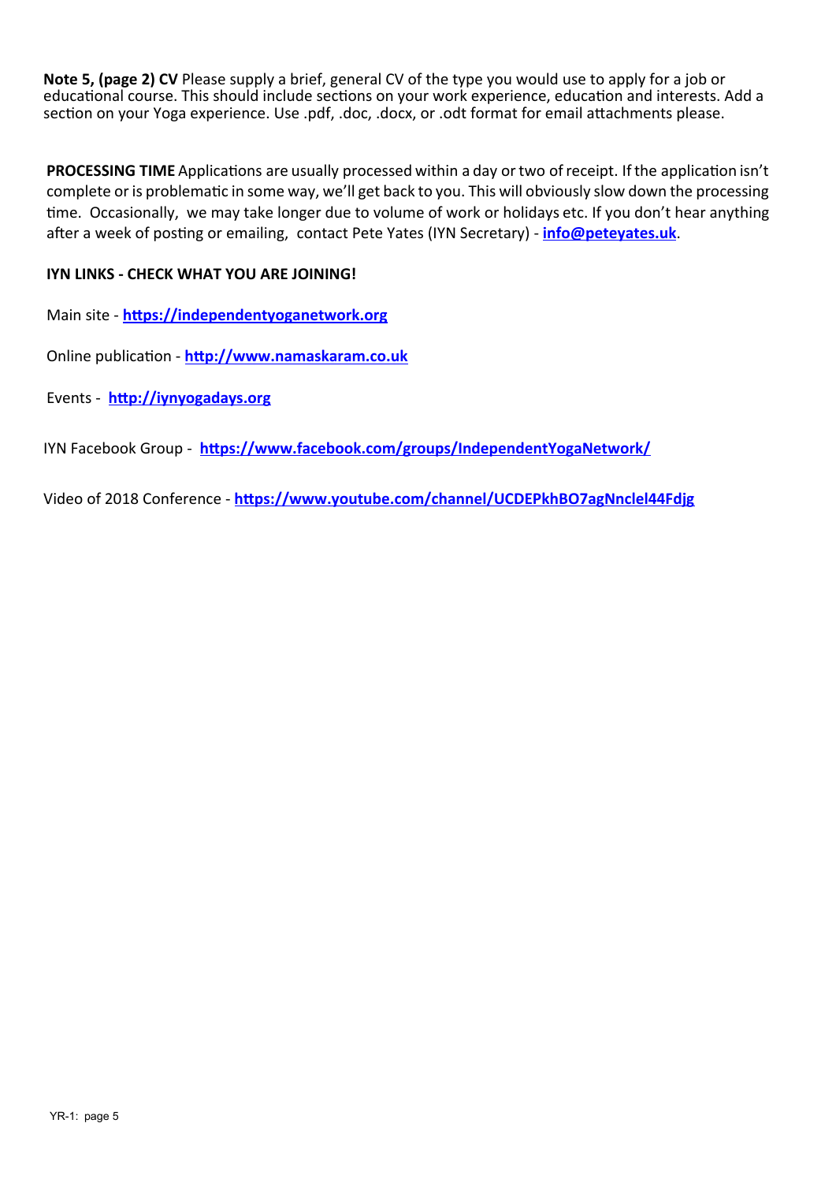**Note 5, (page 2) CV** Please supply a brief, general CV of the type you would use to apply for a job or educational course. This should include sections on your work experience, education and interests. Add a section on your Yoga experience. Use .pdf, .doc, .docx, or .odt format for email attachments please.

**PROCESSING TIME** Applications are usually processed within a day or two of receipt. If the application isn't complete or is problematic in some way, we'll get back to you. This will obviously slow down the processing time. Occasionally, we may take longer due to volume of work or holidays etc. If you don't hear anything after a week of posting or emailing, contact Pete Yates (IYN Secretary) - **info@peteyates.uk**.

**IYN LINKS - CHECK WHAT YOU ARE JOINING!**

Main site - **https://independentyoganetwork.org**

Online publication - **http://www.namaskaram.co.uk**

Events - **http://iynyogadays.org**

IYN Facebook Group - **https://www.facebook.com/groups/IndependentYogaNetwork/**

Video of 2018 Conference - **https://www.youtube.com/channel/UCDEPkhBO7agNnclel44Fdjg**